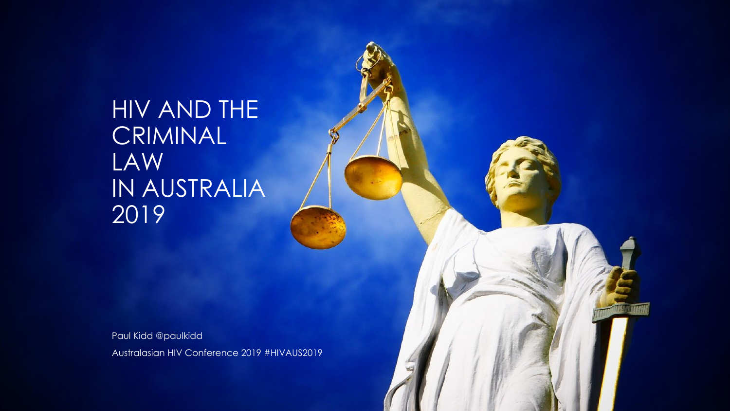# HIV AND THE CRIMINAL LAW IN AUSTRALIA 2019

Paul Kidd @paulkidd

Australasian HIV Conference 2019 #HIVAUS2019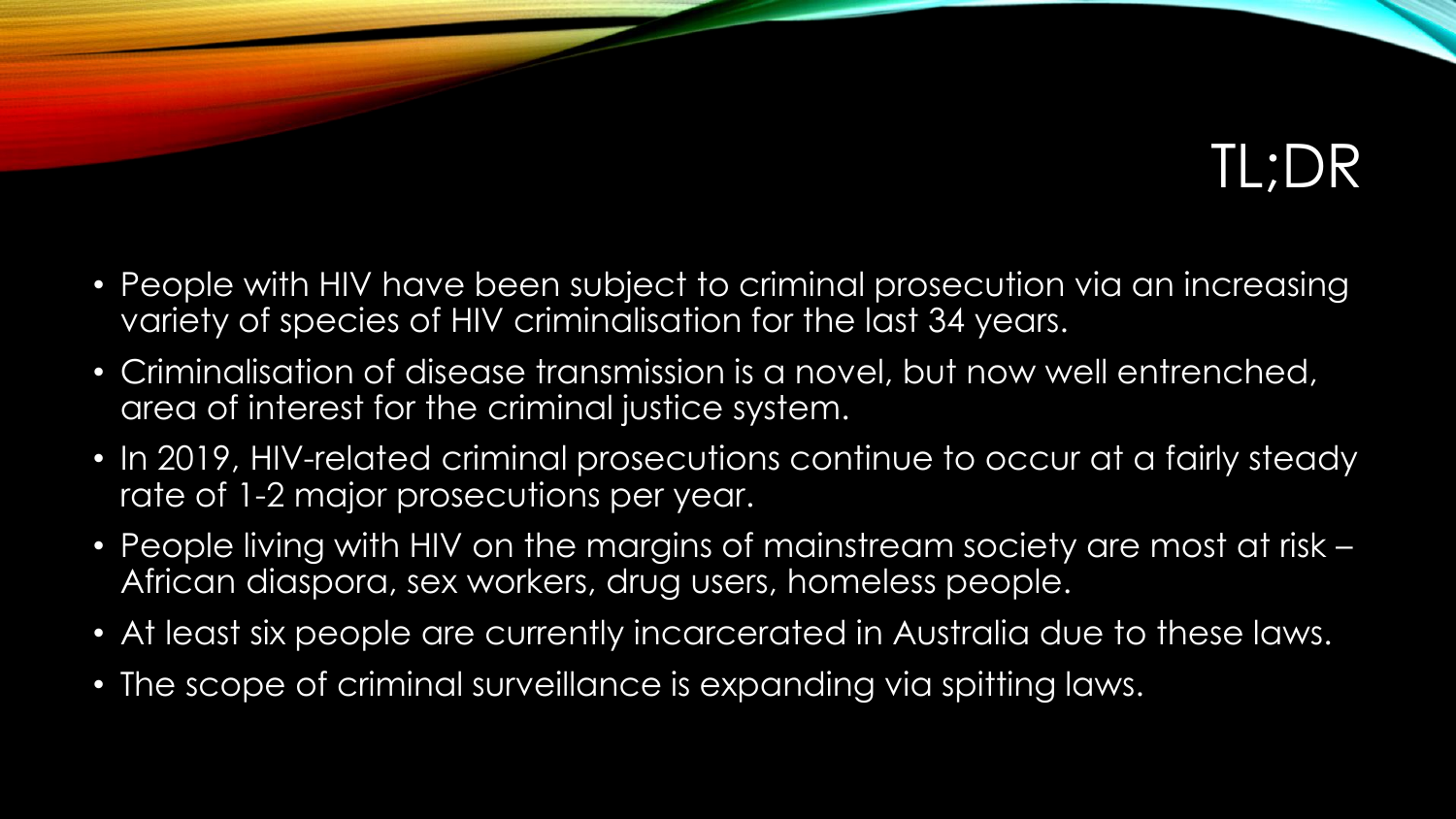# TL;DR

- People with HIV have been subject to criminal prosecution via an increasing variety of species of HIV criminalisation for the last 34 years.
- Criminalisation of disease transmission is a novel, but now well entrenched, area of interest for the criminal justice system.
- In 2019, HIV-related criminal prosecutions continue to occur at a fairly steady rate of 1-2 major prosecutions per year.
- People living with HIV on the margins of mainstream society are most at risk – African diaspora, sex workers, drug users, homeless people.
- At least six people are currently incarcerated in Australia due to these laws.
- The scope of criminal surveillance is expanding via spitting laws.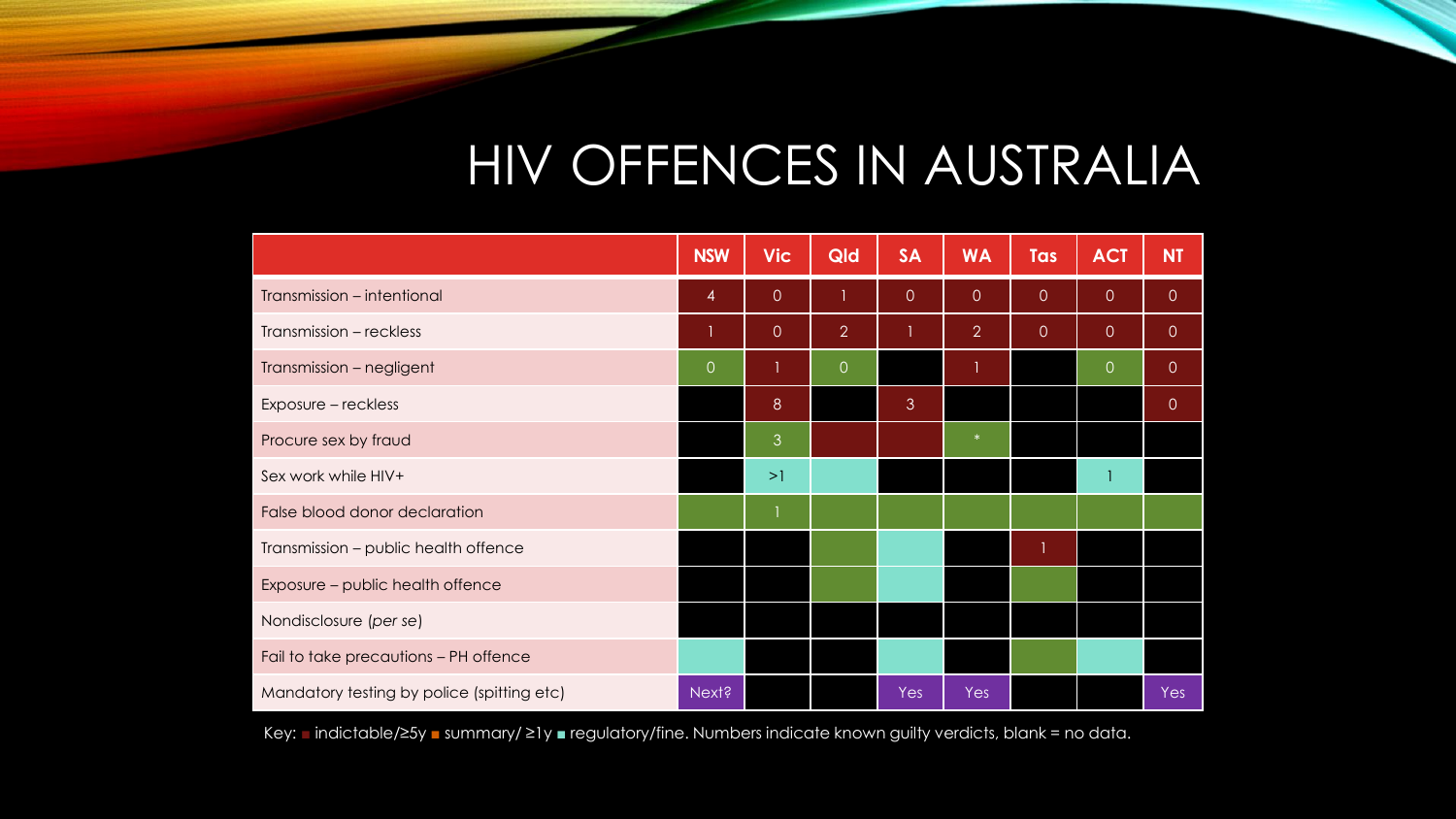# HIV OFFENCES IN AUSTRALIA

| | NSW | Vic | Qld | SA | WA | Tas | ACT | NT |
|---|---|---|---|---|---|---|---|---|
| Transmission – intentional | 4 | 0 | 1 | 0 | 0 | 0 | 0 | 0 |
| Transmission – reckless | 1 | 0 | 2 | 1 | 2 | 0 | 0 | 0 |
| Transmission – negligent | 0 | 1 | 0 | | 1 | | 0 | 0 |
| Exposure – reckless | | 8 | | 3 | | | | 0 |
| Procure sex by fraud | | 3 | | | * | | | |
| Sex work while HIV+ | | >1 | | | | | 1 | |
| False blood donor declaration | | 1 | | | | | | |
| Transmission – public health offence | | | | | | 1 | | |
| Exposure – public health offence | | | | | | | | |
| Nondisclosure (*per se*) | | | | | | | | |
| Fail to take precautions – PH offence | | | | | | | | |
| Mandatory testing by police (spitting etc) | Next? | | | Yes | Yes | | | Yes |

Key: ■ indictable/≥5y ■ summary/ ≥1y ■ regulatory/fine. Numbers indicate known guilty verdicts, blank = no data.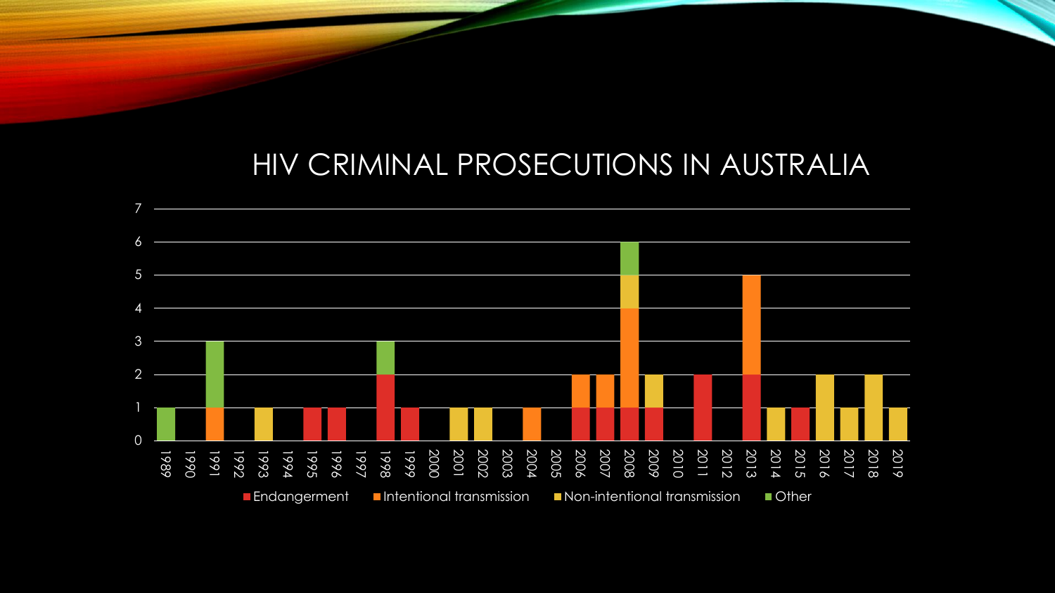# HIV CRIMINAL PROSECUTIONS IN AUSTRALIA

| Year | Endangerment | Intentional transmission | Non-intentional transmission | Other |
|---|---|---|---|---|
| 1989 | | | | 1 |
| 1990 | | | | |
| 1991 | | 1 | | 2 |
| 1992 | | | | |
| 1993 | | | 1 | |
| 1994 | | | | |
| 1995 | 1 | | | |
| 1996 | 1 | | | |
| 1997 | | | | |
| 1998 | 2 | | | 1 |
| 1999 | 1 | | | |
| 2000 | | | | |
| 2001 | | | 1 | |
| 2002 | | | 1 | |
| 2003 | | | | |
| 2004 | | 1 | | |
| 2005 | | | | |
| 2006 | 1 | 1 | | |
| 2007 | 1 | 1 | | |
| 2008 | 1 | 3 | 1 | 1 |
| 2009 | 1 | | 1 | |
| 2010 | | | | |
| 2011 | 2 | | | |
| 2012 | | | | |
| 2013 | 2 | 3 | | |
| 2014 | | | 1 | |
| 2015 | 1 | | | |
| 2016 | | | 2 | |
| 2017 | | | 1 | |
| 2018 | | | 2 | |
| 2019 | | | 1 | |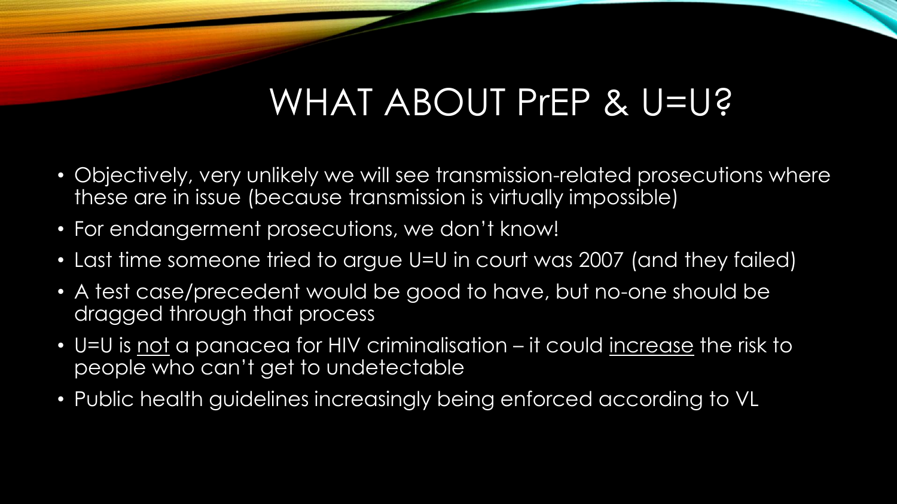# WHAT ABOUT PrEP & U=U?

- Objectively, very unlikely we will see transmission-related prosecutions where these are in issue (because transmission is virtually impossible)
- For endangerment prosecutions, we don't know!
- Last time someone tried to argue U=U in court was 2007 (and they failed)
- A test case/precedent would be good to have, but no-one should be dragged through that process
- U=U is <u>not</u> a panacea for HIV criminalisation – it could <u>increase</u> the risk to people who can't get to undetectable
- Public health guidelines increasingly being enforced according to VL